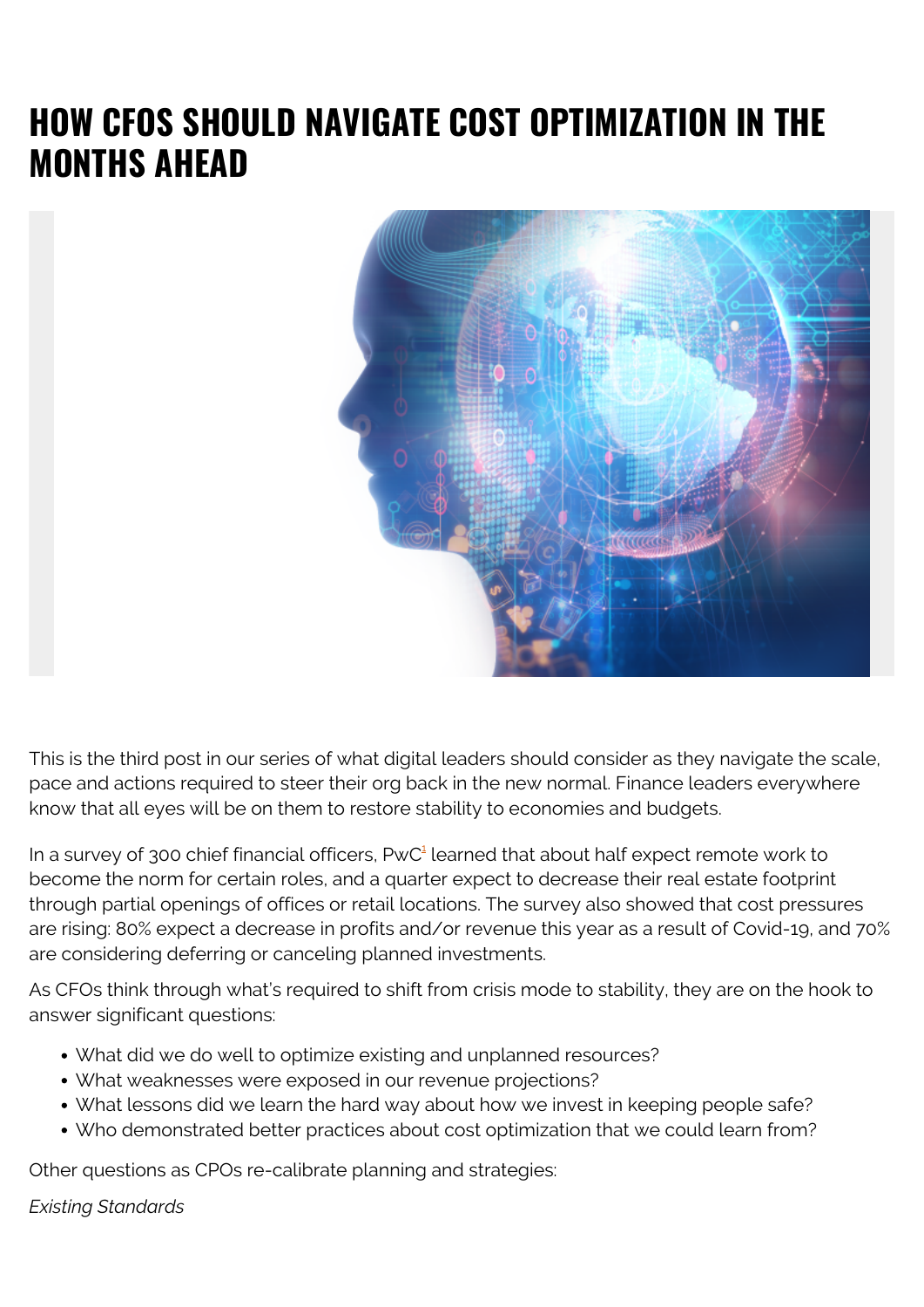# HOW CFOS SHOULD NAVIGATE COST OPTIMIZATION IN THE MONTHS AHEAD

This is the third post in our series of what digital leaders should consider as they navigate the scale, pace and actions required to steer their org back in the new normal. Finance leaders everywhere know that all eyes will be on them to restore stability to economies and budgets.

In a survey of 300 chief financial officers, PwC[1] learned that about half expect remote work to become the norm for certain roles, and a quarter expect to decrease their real estate footprint through partial openings of offices or retail locations. The survey also showed that cost pressures are rising: 80% expect a decrease in profits and/or revenue this year as a result of Covid-19, and 70% are considering deferring or canceling planned investments.

As CFOs think through what's required to shift from crisis mode to stability, they are on the hook to answer significant questions:

- What did we do well to optimize existing and unplanned resources?
- What weaknesses were exposed in our revenue projections?
- What lessons did we learn the hard way about how we invest in keeping people safe?
- Who demonstrated better practices about cost optimization that we could learn from?

Other questions as CPOs re-calibrate planning and strategies:

*Existing Standards*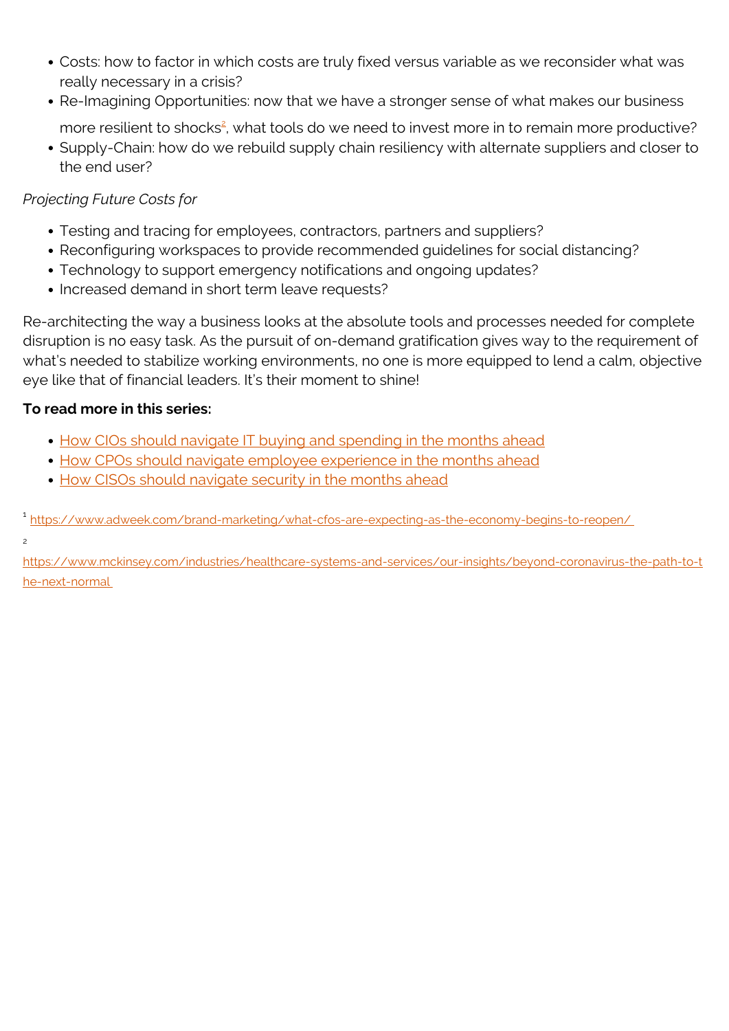- Costs: how to factor in which costs are truly fixed versus variable as we reconsider what was really necessary in a crisis?
- Re-Imagining Opportunities: now that we have a stronger sense of what makes our business more resilient to shocks[2], what tools do we need to invest more in to remain more productive?
- Supply-Chain: how do we rebuild supply chain resiliency with alternate suppliers and closer to the end user?

*Projecting Future Costs for*

- Testing and tracing for employees, contractors, partners and suppliers?
- Reconfiguring workspaces to provide recommended guidelines for social distancing?
- Technology to support emergency notifications and ongoing updates?
- Increased demand in short term leave requests?

Re-architecting the way a business looks at the absolute tools and processes needed for complete disruption is no easy task. As the pursuit of on-demand gratification gives way to the requirement of what's needed to stabilize working environments, no one is more equipped to lend a calm, objective eye like that of financial leaders. It's their moment to shine!

**To read more in this series:**

- How CIOs should navigate IT buying and spending in the months ahead
- How CPOs should navigate employee experience in the months ahead
- How CISOs should navigate security in the months ahead

[1] https://www.adweek.com/brand-marketing/what-cfos-are-expecting-as-the-economy-begins-to-reopen/

[2] https://www.mckinsey.com/industries/healthcare-systems-and-services/our-insights/beyond-coronavirus-the-path-to-the-next-normal